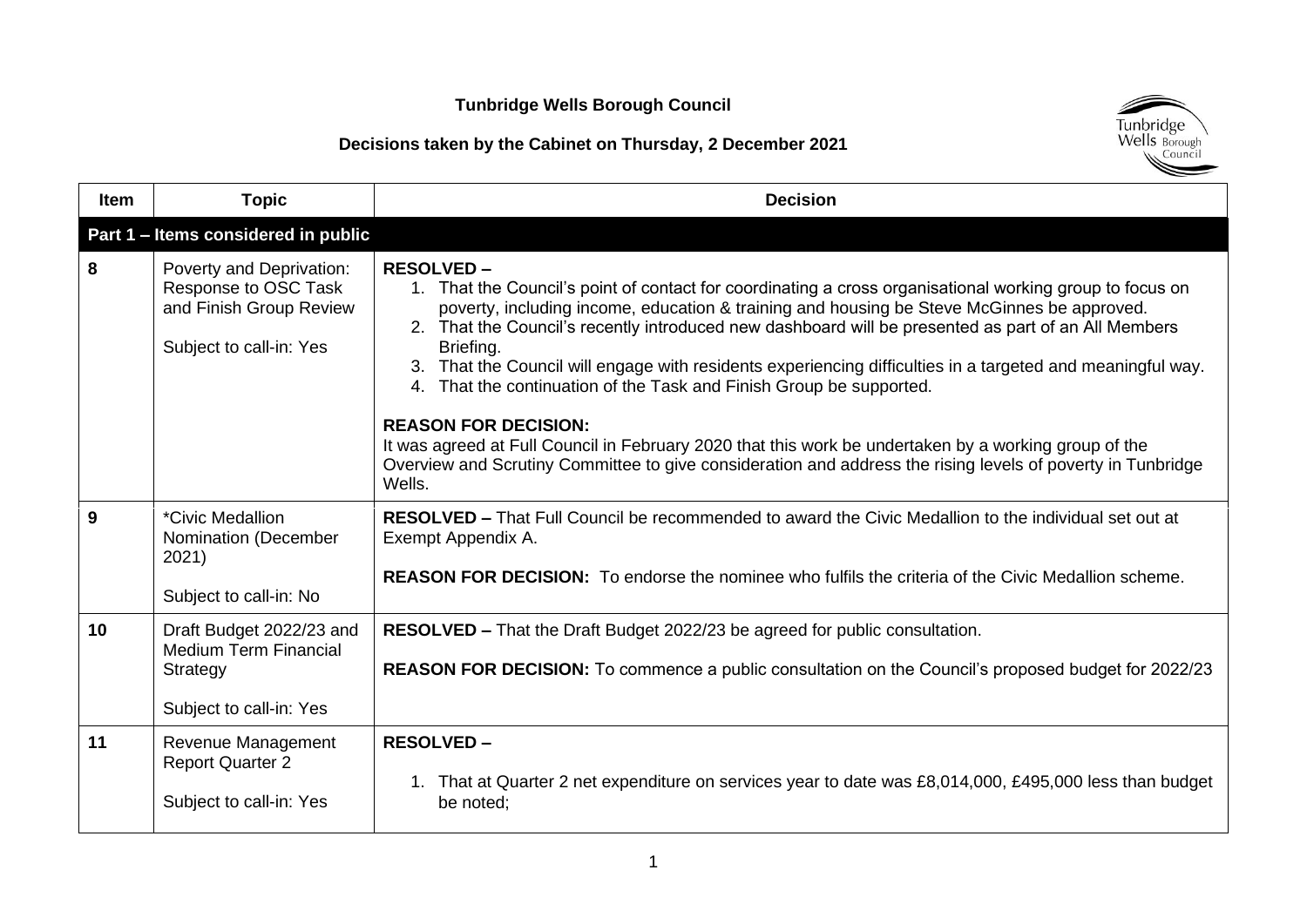# Tunbridge Wells Borough Council

## Decisions taken by the Cabinet on Thursday, 2 December 2021

| Item | Topic | Decision |
|---|---|---|
| **Part 1 – Items considered in public** | | |
| 8 | Poverty and Deprivation: Response to OSC Task and Finish Group Review<br><br>Subject to call-in: Yes | **RESOLVED –**<br>1. That the Council's point of contact for coordinating a cross organisational working group to focus on poverty, including income, education & training and housing be Steve McGinnes be approved.<br>2. That the Council's recently introduced new dashboard will be presented as part of an All Members Briefing.<br>3. That the Council will engage with residents experiencing difficulties in a targeted and meaningful way.<br>4. That the continuation of the Task and Finish Group be supported.<br><br>**REASON FOR DECISION:**<br>It was agreed at Full Council in February 2020 that this work be undertaken by a working group of the Overview and Scrutiny Committee to give consideration and address the rising levels of poverty in Tunbridge Wells. |
| 9 | *Civic Medallion Nomination (December 2021)<br><br>Subject to call-in: No | **RESOLVED –** That Full Council be recommended to award the Civic Medallion to the individual set out at Exempt Appendix A.<br><br>**REASON FOR DECISION:** To endorse the nominee who fulfils the criteria of the Civic Medallion scheme. |
| 10 | Draft Budget 2022/23 and Medium Term Financial Strategy<br><br>Subject to call-in: Yes | **RESOLVED –** That the Draft Budget 2022/23 be agreed for public consultation.<br><br>**REASON FOR DECISION:** To commence a public consultation on the Council's proposed budget for 2022/23 |
| 11 | Revenue Management Report Quarter 2<br><br>Subject to call-in: Yes | **RESOLVED –**<br><br>1. That at Quarter 2 net expenditure on services year to date was £8,014,000, £495,000 less than budget be noted; |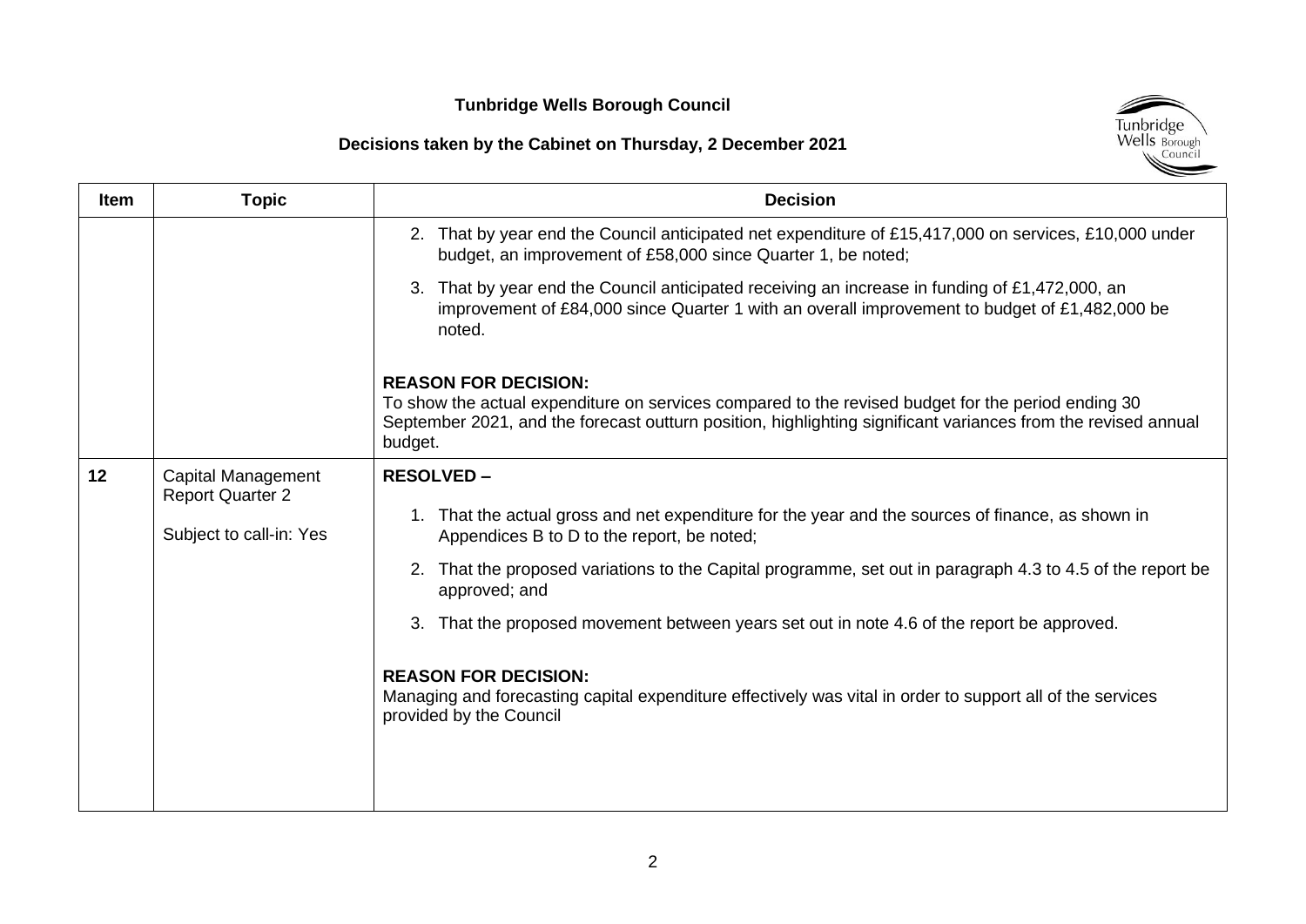**Tunbridge Wells Borough Council**

**Decisions taken by the Cabinet on Thursday, 2 December 2021**

| Item | Topic | Decision |
| --- | --- | --- |
| | | 2. That by year end the Council anticipated net expenditure of £15,417,000 on services, £10,000 under budget, an improvement of £58,000 since Quarter 1, be noted;<br><br>3. That by year end the Council anticipated receiving an increase in funding of £1,472,000, an improvement of £84,000 since Quarter 1 with an overall improvement to budget of £1,482,000 be noted.<br><br>**REASON FOR DECISION:**<br>To show the actual expenditure on services compared to the revised budget for the period ending 30 September 2021, and the forecast outturn position, highlighting significant variances from the revised annual budget. |
| **12** | Capital Management Report Quarter 2<br><br>Subject to call-in: Yes | **RESOLVED –**<br><br>1. That the actual gross and net expenditure for the year and the sources of finance, as shown in Appendices B to D to the report, be noted;<br><br>2. That the proposed variations to the Capital programme, set out in paragraph 4.3 to 4.5 of the report be approved; and<br><br>3. That the proposed movement between years set out in note 4.6 of the report be approved.<br><br>**REASON FOR DECISION:**<br>Managing and forecasting capital expenditure effectively was vital in order to support all of the services provided by the Council |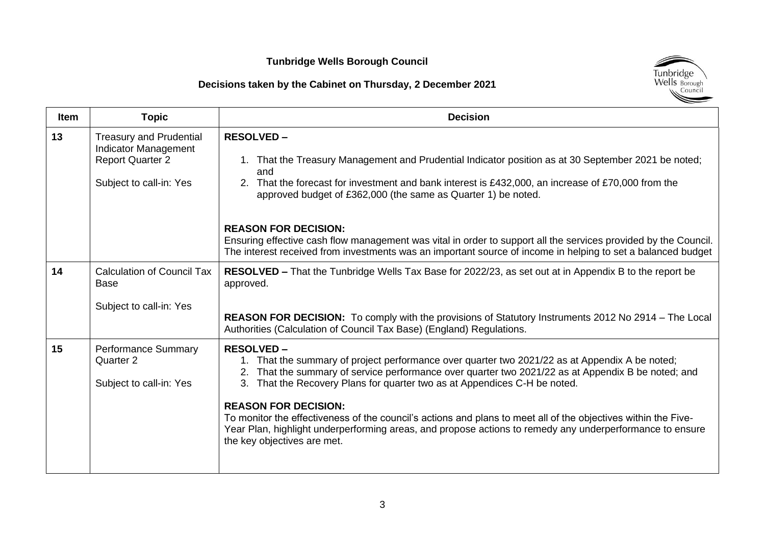**Tunbridge Wells Borough Council**

**Decisions taken by the Cabinet on Thursday, 2 December 2021**

| Item | Topic | Decision |
|---|---|---|
| **13** | Treasury and Prudential Indicator Management Report Quarter 2<br><br>Subject to call-in: Yes | **RESOLVED –**<br><br>1. That the Treasury Management and Prudential Indicator position as at 30 September 2021 be noted; and<br>2. That the forecast for investment and bank interest is £432,000, an increase of £70,000 from the approved budget of £362,000 (the same as Quarter 1) be noted.<br><br>**REASON FOR DECISION:**<br>Ensuring effective cash flow management was vital in order to support all the services provided by the Council. The interest received from investments was an important source of income in helping to set a balanced budget |
| **14** | Calculation of Council Tax Base<br><br>Subject to call-in: Yes | **RESOLVED –** That the Tunbridge Wells Tax Base for 2022/23, as set out at in Appendix B to the report be approved.<br><br>**REASON FOR DECISION:** To comply with the provisions of Statutory Instruments 2012 No 2914 – The Local Authorities (Calculation of Council Tax Base) (England) Regulations. |
| **15** | Performance Summary Quarter 2<br><br>Subject to call-in: Yes | **RESOLVED –**<br>1. That the summary of project performance over quarter two 2021/22 as at Appendix A be noted;<br>2. That the summary of service performance over quarter two 2021/22 as at Appendix B be noted; and<br>3. That the Recovery Plans for quarter two as at Appendices C-H be noted.<br><br>**REASON FOR DECISION:**<br>To monitor the effectiveness of the council's actions and plans to meet all of the objectives within the Five-Year Plan, highlight underperforming areas, and propose actions to remedy any underperformance to ensure the key objectives are met. |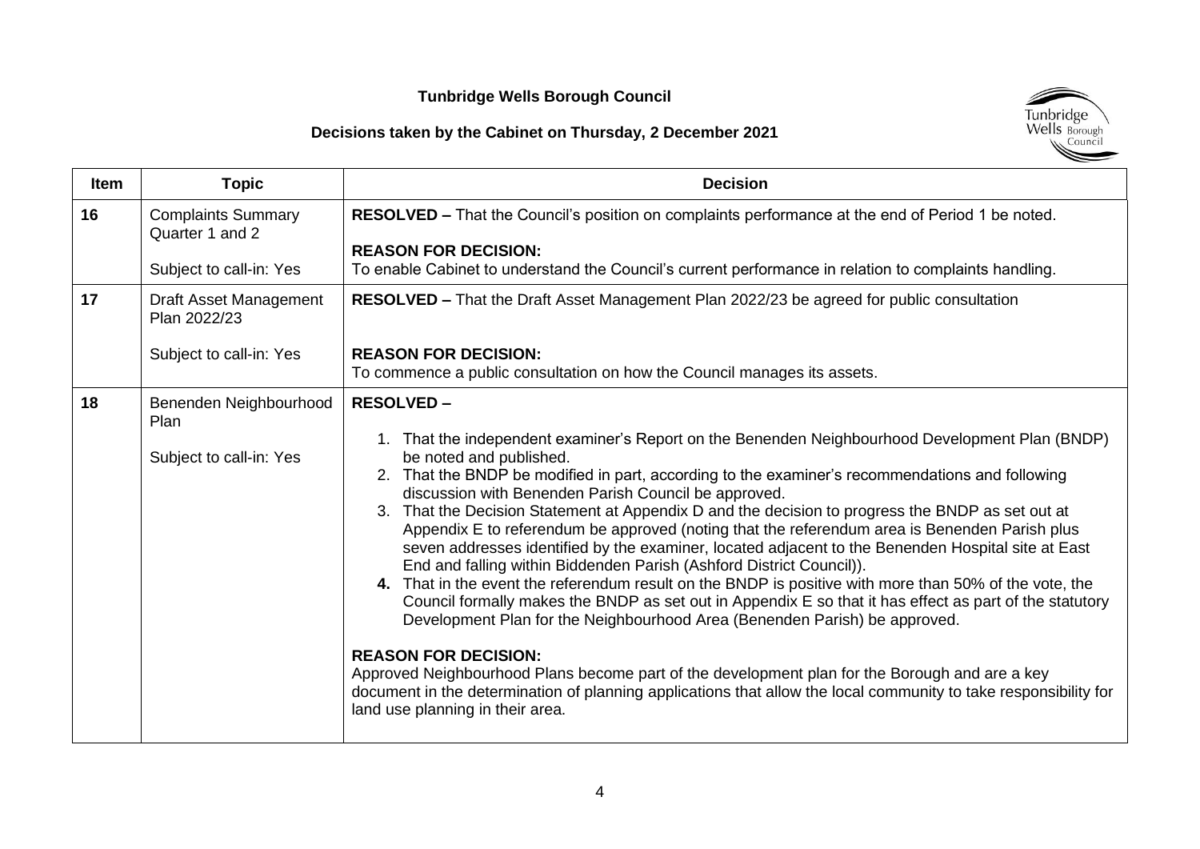**Tunbridge Wells Borough Council**

**Decisions taken by the Cabinet on Thursday, 2 December 2021**

| Item | Topic | Decision |
|---|---|---|
| **16** | Complaints Summary Quarter 1 and 2<br><br>Subject to call-in: Yes | **RESOLVED –** That the Council's position on complaints performance at the end of Period 1 be noted.<br><br>**REASON FOR DECISION:**<br>To enable Cabinet to understand the Council's current performance in relation to complaints handling. |
| **17** | Draft Asset Management Plan 2022/23<br><br>Subject to call-in: Yes | **RESOLVED –** That the Draft Asset Management Plan 2022/23 be agreed for public consultation<br><br>**REASON FOR DECISION:**<br>To commence a public consultation on how the Council manages its assets. |
| **18** | Benenden Neighbourhood Plan<br><br>Subject to call-in: Yes | **RESOLVED –**<br><br>1. That the independent examiner's Report on the Benenden Neighbourhood Development Plan (BNDP) be noted and published.<br>2. That the BNDP be modified in part, according to the examiner's recommendations and following discussion with Benenden Parish Council be approved.<br>3. That the Decision Statement at Appendix D and the decision to progress the BNDP as set out at Appendix E to referendum be approved (noting that the referendum area is Benenden Parish plus seven addresses identified by the examiner, located adjacent to the Benenden Hospital site at East End and falling within Biddenden Parish (Ashford District Council)).<br>**4.** That in the event the referendum result on the BNDP is positive with more than 50% of the vote, the Council formally makes the BNDP as set out in Appendix E so that it has effect as part of the statutory Development Plan for the Neighbourhood Area (Benenden Parish) be approved.<br><br>**REASON FOR DECISION:**<br>Approved Neighbourhood Plans become part of the development plan for the Borough and are a key document in the determination of planning applications that allow the local community to take responsibility for land use planning in their area. |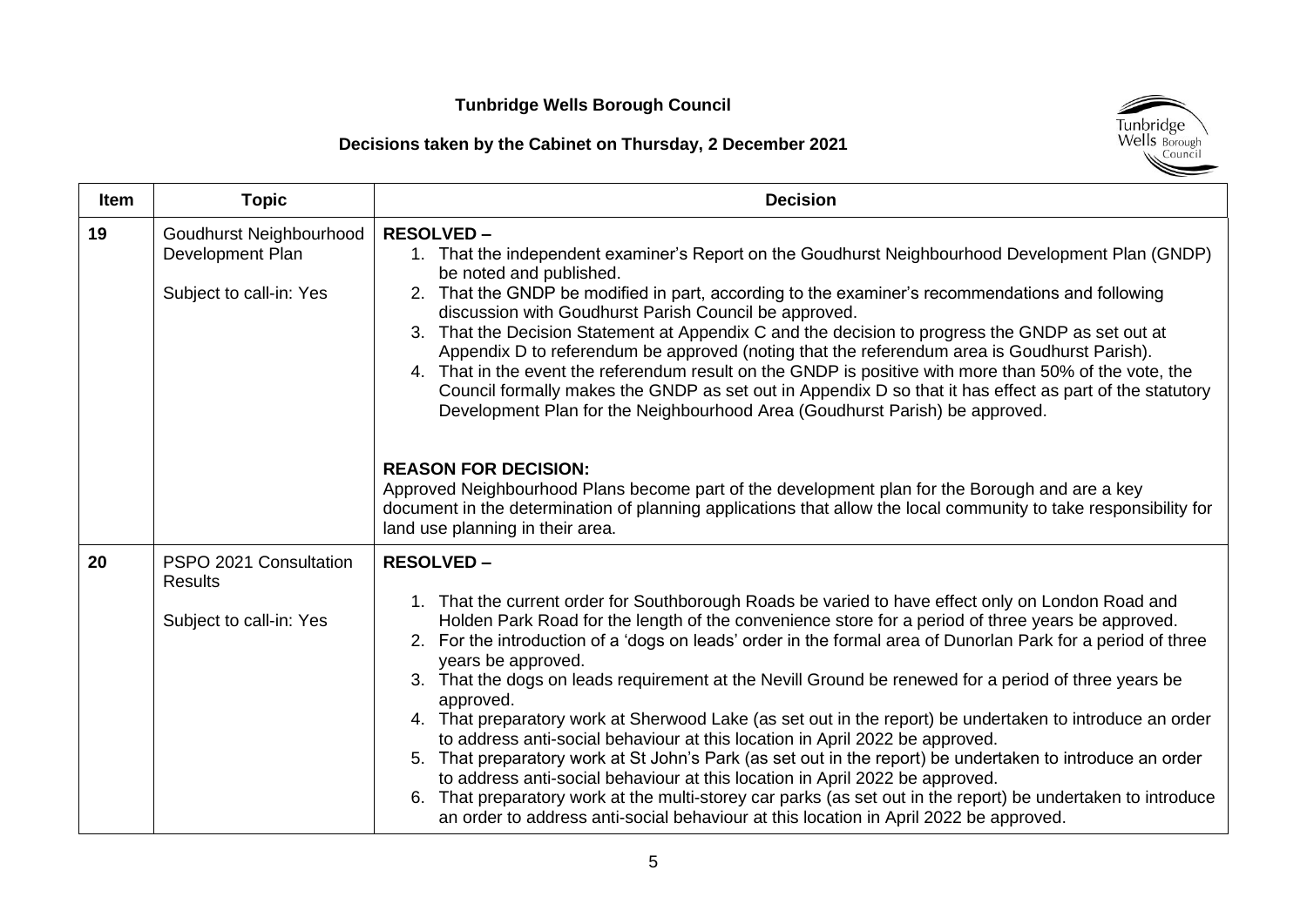**Tunbridge Wells Borough Council**

**Decisions taken by the Cabinet on Thursday, 2 December 2021**

| Item | Topic | Decision |
| --- | --- | --- |
| **19** | Goudhurst Neighbourhood Development Plan<br><br>Subject to call-in: Yes | **RESOLVED –**<br>1. That the independent examiner's Report on the Goudhurst Neighbourhood Development Plan (GNDP) be noted and published.<br>2. That the GNDP be modified in part, according to the examiner's recommendations and following discussion with Goudhurst Parish Council be approved.<br>3. That the Decision Statement at Appendix C and the decision to progress the GNDP as set out at Appendix D to referendum be approved (noting that the referendum area is Goudhurst Parish).<br>4. That in the event the referendum result on the GNDP is positive with more than 50% of the vote, the Council formally makes the GNDP as set out in Appendix D so that it has effect as part of the statutory Development Plan for the Neighbourhood Area (Goudhurst Parish) be approved.<br><br>**REASON FOR DECISION:**<br>Approved Neighbourhood Plans become part of the development plan for the Borough and are a key document in the determination of planning applications that allow the local community to take responsibility for land use planning in their area. |
| **20** | PSPO 2021 Consultation Results<br><br>Subject to call-in: Yes | **RESOLVED –**<br>1. That the current order for Southborough Roads be varied to have effect only on London Road and Holden Park Road for the length of the convenience store for a period of three years be approved.<br>2. For the introduction of a 'dogs on leads' order in the formal area of Dunorlan Park for a period of three years be approved.<br>3. That the dogs on leads requirement at the Nevill Ground be renewed for a period of three years be approved.<br>4. That preparatory work at Sherwood Lake (as set out in the report) be undertaken to introduce an order to address anti-social behaviour at this location in April 2022 be approved.<br>5. That preparatory work at St John's Park (as set out in the report) be undertaken to introduce an order to address anti-social behaviour at this location in April 2022 be approved.<br>6. That preparatory work at the multi-storey car parks (as set out in the report) be undertaken to introduce an order to address anti-social behaviour at this location in April 2022 be approved. |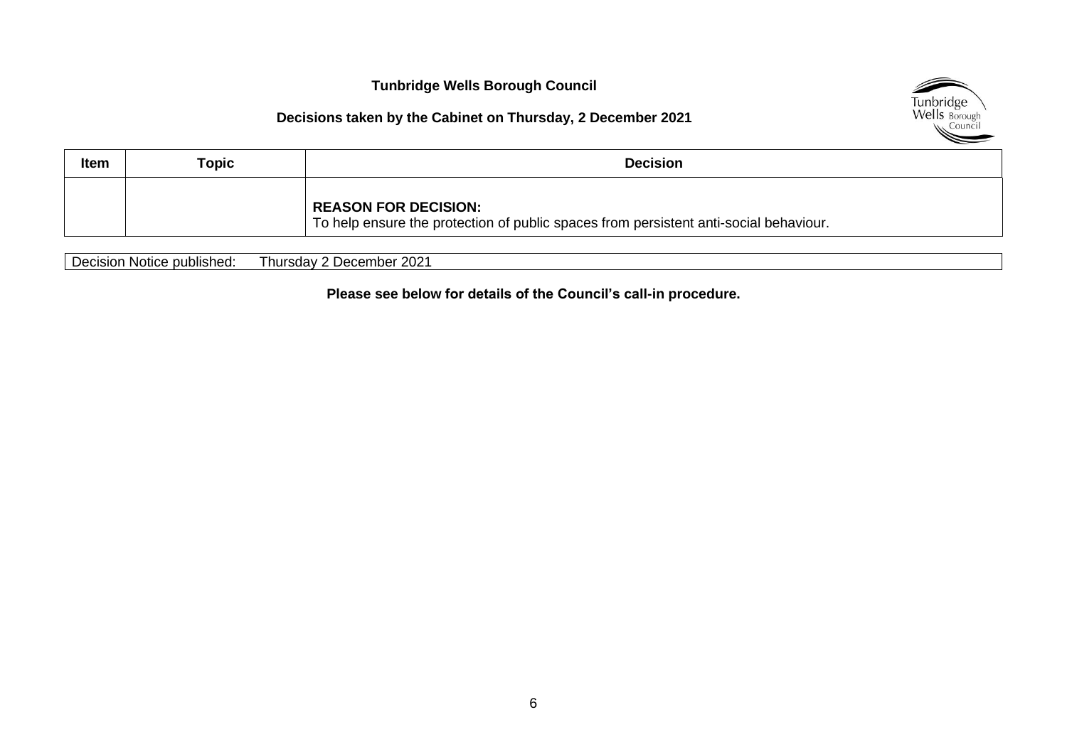**Tunbridge Wells Borough Council**

**Decisions taken by the Cabinet on Thursday, 2 December 2021**

| Item | Topic | Decision |
|---|---|---|
| | | **REASON FOR DECISION:** To help ensure the protection of public spaces from persistent anti-social behaviour. |

| Decision Notice published: Thursday 2 December 2021 |
|---|

**Please see below for details of the Council's call-in procedure.**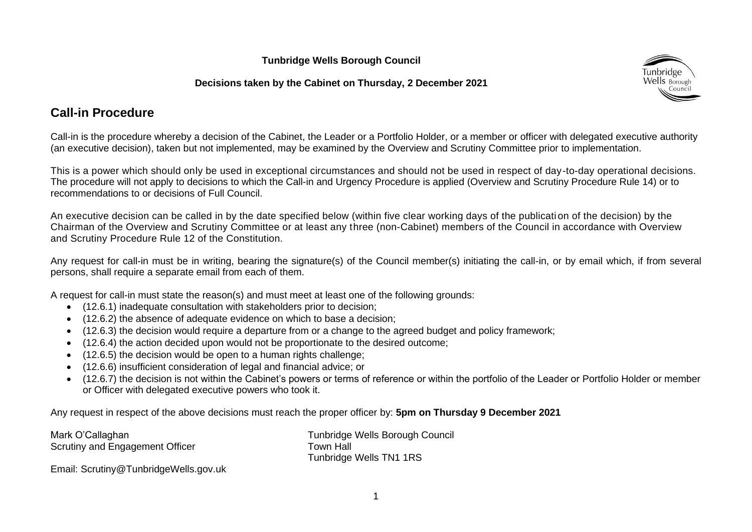**Tunbridge Wells Borough Council**

**Decisions taken by the Cabinet on Thursday, 2 December 2021**

## Call-in Procedure

Call-in is the procedure whereby a decision of the Cabinet, the Leader or a Portfolio Holder, or a member or officer with delegated executive authority (an executive decision), taken but not implemented, may be examined by the Overview and Scrutiny Committee prior to implementation.

This is a power which should only be used in exceptional circumstances and should not be used in respect of day-to-day operational decisions. The procedure will not apply to decisions to which the Call-in and Urgency Procedure is applied (Overview and Scrutiny Procedure Rule 14) or to recommendations to or decisions of Full Council.

An executive decision can be called in by the date specified below (within five clear working days of the publication of the decision) by the Chairman of the Overview and Scrutiny Committee or at least any three (non-Cabinet) members of the Council in accordance with Overview and Scrutiny Procedure Rule 12 of the Constitution.

Any request for call-in must be in writing, bearing the signature(s) of the Council member(s) initiating the call-in, or by email which, if from several persons, shall require a separate email from each of them.

A request for call-in must state the reason(s) and must meet at least one of the following grounds:

- (12.6.1) inadequate consultation with stakeholders prior to decision;
- (12.6.2) the absence of adequate evidence on which to base a decision;
- (12.6.3) the decision would require a departure from or a change to the agreed budget and policy framework;
- (12.6.4) the action decided upon would not be proportionate to the desired outcome;
- (12.6.5) the decision would be open to a human rights challenge;
- (12.6.6) insufficient consideration of legal and financial advice; or
- (12.6.7) the decision is not within the Cabinet's powers or terms of reference or within the portfolio of the Leader or Portfolio Holder or member or Officer with delegated executive powers who took it.

Any request in respect of the above decisions must reach the proper officer by: **5pm on Thursday 9 December 2021**

Mark O'Callaghan
Scrutiny and Engagement Officer

Tunbridge Wells Borough Council
Town Hall
Tunbridge Wells TN1 1RS

Email: Scrutiny@TunbridgeWells.gov.uk